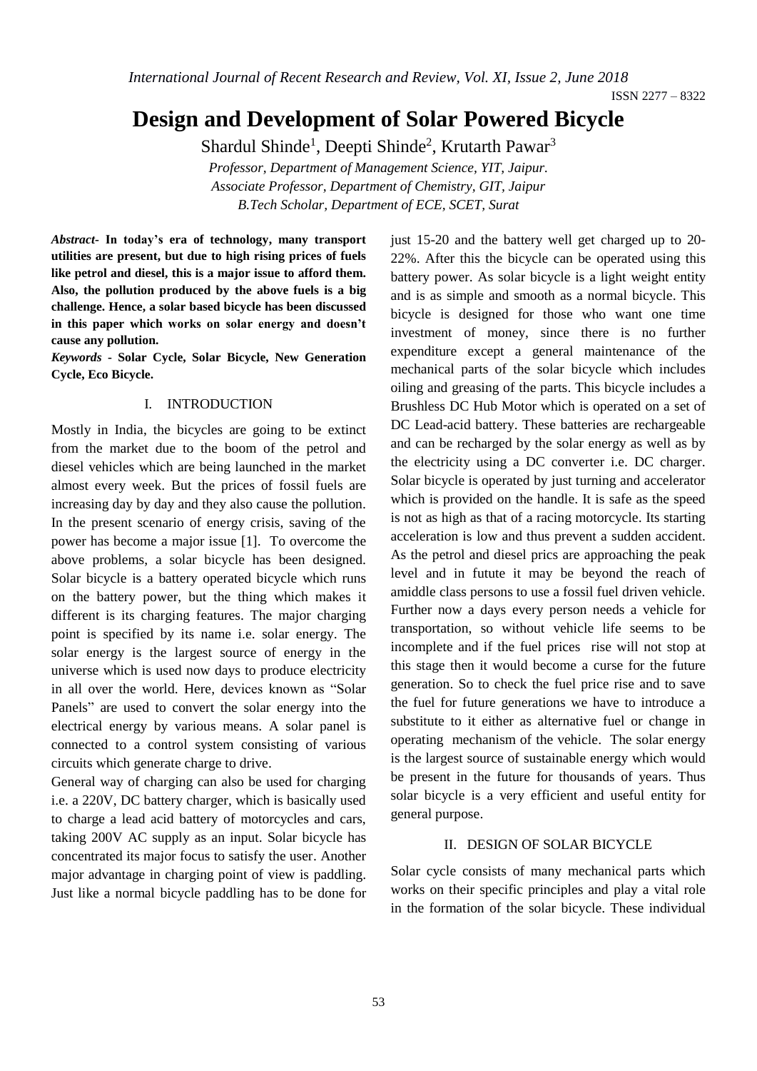# Design and Development of Solar Powered Bicycle

Shardul Shinde[1], Deepti Shinde[2], Krutarth Pawar[3]

*Professor, Department of Management Science, YIT, Jaipur.*
*Associate Professor, Department of Chemistry, GIT, Jaipur*
*B.Tech Scholar, Department of ECE, SCET, Surat*

***Abstract*- In today's era of technology, many transport utilities are present, but due to high rising prices of fuels like petrol and diesel, this is a major issue to afford them. Also, the pollution produced by the above fuels is a big challenge. Hence, a solar based bicycle has been discussed in this paper which works on solar energy and doesn't cause any pollution.**

***Keywords* - Solar Cycle, Solar Bicycle, New Generation Cycle, Eco Bicycle.**

## I. INTRODUCTION

Mostly in India, the bicycles are going to be extinct from the market due to the boom of the petrol and diesel vehicles which are being launched in the market almost every week. But the prices of fossil fuels are increasing day by day and they also cause the pollution. In the present scenario of energy crisis, saving of the power has become a major issue [1]. To overcome the above problems, a solar bicycle has been designed. Solar bicycle is a battery operated bicycle which runs on the battery power, but the thing which makes it different is its charging features. The major charging point is specified by its name i.e. solar energy. The solar energy is the largest source of energy in the universe which is used now days to produce electricity in all over the world. Here, devices known as "Solar Panels" are used to convert the solar energy into the electrical energy by various means. A solar panel is connected to a control system consisting of various circuits which generate charge to drive.

General way of charging can also be used for charging i.e. a 220V, DC battery charger, which is basically used to charge a lead acid battery of motorcycles and cars, taking 200V AC supply as an input. Solar bicycle has concentrated its major focus to satisfy the user. Another major advantage in charging point of view is paddling. Just like a normal bicycle paddling has to be done for just 15-20 and the battery well get charged up to 20-22%. After this the bicycle can be operated using this battery power. As solar bicycle is a light weight entity and is as simple and smooth as a normal bicycle. This bicycle is designed for those who want one time investment of money, since there is no further expenditure except a general maintenance of the mechanical parts of the solar bicycle which includes oiling and greasing of the parts. This bicycle includes a Brushless DC Hub Motor which is operated on a set of DC Lead-acid battery. These batteries are rechargeable and can be recharged by the solar energy as well as by the electricity using a DC converter i.e. DC charger. Solar bicycle is operated by just turning and accelerator which is provided on the handle. It is safe as the speed is not as high as that of a racing motorcycle. Its starting acceleration is low and thus prevent a sudden accident. As the petrol and diesel prics are approaching the peak level and in futute it may be beyond the reach of amiddle class persons to use a fossil fuel driven vehicle. Further now a days every person needs a vehicle for transportation, so without vehicle life seems to be incomplete and if the fuel prices rise will not stop at this stage then it would become a curse for the future generation. So to check the fuel price rise and to save the fuel for future generations we have to introduce a substitute to it either as alternative fuel or change in operating mechanism of the vehicle. The solar energy is the largest source of sustainable energy which would be present in the future for thousands of years. Thus solar bicycle is a very efficient and useful entity for general purpose.

## II. DESIGN OF SOLAR BICYCLE

Solar cycle consists of many mechanical parts which works on their specific principles and play a vital role in the formation of the solar bicycle. These individual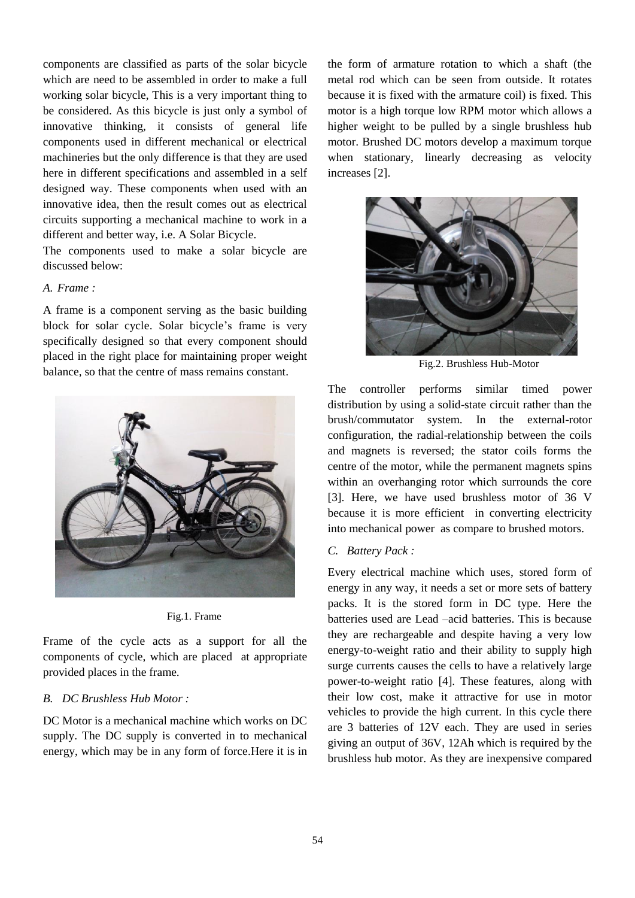components are classified as parts of the solar bicycle which are need to be assembled in order to make a full working solar bicycle, This is a very important thing to be considered. As this bicycle is just only a symbol of innovative thinking, it consists of general life components used in different mechanical or electrical machineries but the only difference is that they are used here in different specifications and assembled in a self designed way. These components when used with an innovative idea, then the result comes out as electrical circuits supporting a mechanical machine to work in a different and better way, i.e. A Solar Bicycle.

The components used to make a solar bicycle are discussed below:

*A. Frame :*

A frame is a component serving as the basic building block for solar cycle. Solar bicycle's frame is very specifically designed so that every component should placed in the right place for maintaining proper weight balance, so that the centre of mass remains constant.

Fig.1. Frame

Frame of the cycle acts as a support for all the components of cycle, which are placed at appropriate provided places in the frame.

*B. DC Brushless Hub Motor :*

DC Motor is a mechanical machine which works on DC supply. The DC supply is converted in to mechanical energy, which may be in any form of force.Here it is in the form of armature rotation to which a shaft (the metal rod which can be seen from outside. It rotates because it is fixed with the armature coil) is fixed. This motor is a high torque low RPM motor which allows a higher weight to be pulled by a single brushless hub motor. Brushed DC motors develop a maximum torque when stationary, linearly decreasing as velocity increases [2].

Fig.2. Brushless Hub-Motor

The controller performs similar timed power distribution by using a solid-state circuit rather than the brush/commutator system. In the external-rotor configuration, the radial-relationship between the coils and magnets is reversed; the stator coils forms the centre of the motor, while the permanent magnets spins within an overhanging rotor which surrounds the core [3]. Here, we have used brushless motor of 36 V because it is more efficient in converting electricity into mechanical power as compare to brushed motors.

*C. Battery Pack :*

Every electrical machine which uses, stored form of energy in any way, it needs a set or more sets of battery packs. It is the stored form in DC type. Here the batteries used are Lead –acid batteries. This is because they are rechargeable and despite having a very low energy-to-weight ratio and their ability to supply high surge currents causes the cells to have a relatively large power-to-weight ratio [4]. These features, along with their low cost, make it attractive for use in motor vehicles to provide the high current. In this cycle there are 3 batteries of 12V each. They are used in series giving an output of 36V, 12Ah which is required by the brushless hub motor. As they are inexpensive compared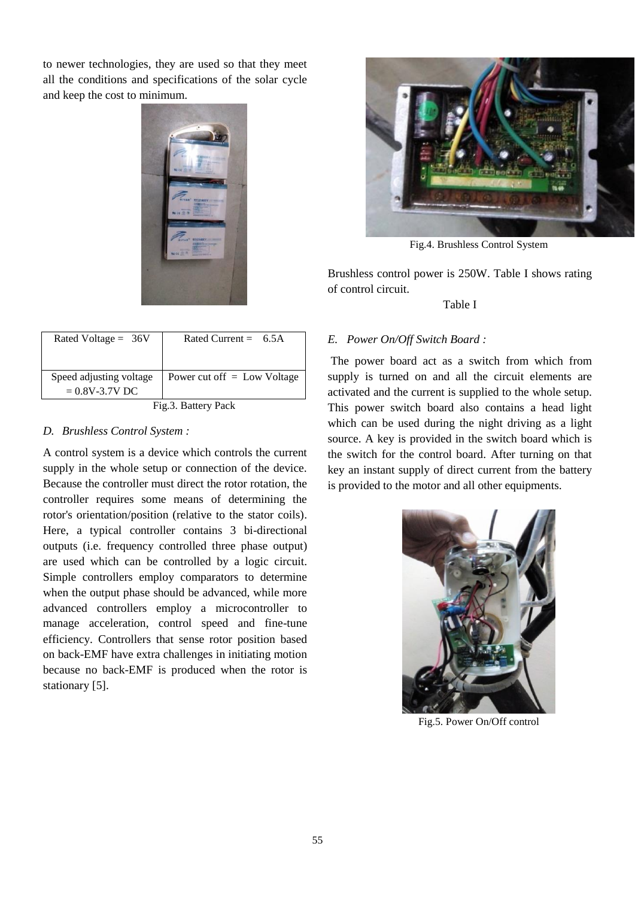to newer technologies, they are used so that they meet all the conditions and specifications of the solar cycle and keep the cost to minimum.

| Rated Voltage = 36V | Rated Current = 6.5A |
|---|---|
| Speed adjusting voltage = 0.8V-3.7V DC | Power cut off = Low Voltage |

Fig.3. Battery Pack

### D. Brushless Control System :

A control system is a device which controls the current supply in the whole setup or connection of the device. Because the controller must direct the rotor rotation, the controller requires some means of determining the rotor's orientation/position (relative to the stator coils). Here, a typical controller contains 3 bi-directional outputs (i.e. frequency controlled three phase output) are used which can be controlled by a logic circuit. Simple controllers employ comparators to determine when the output phase should be advanced, while more advanced controllers employ a microcontroller to manage acceleration, control speed and fine-tune efficiency. Controllers that sense rotor position based on back-EMF have extra challenges in initiating motion because no back-EMF is produced when the rotor is stationary [5].

Fig.4. Brushless Control System

Brushless control power is 250W. Table I shows rating of control circuit.

Table I

### E. Power On/Off Switch Board :

The power board act as a switch from which from supply is turned on and all the circuit elements are activated and the current is supplied to the whole setup. This power switch board also contains a head light which can be used during the night driving as a light source. A key is provided in the switch board which is the switch for the control board. After turning on that key an instant supply of direct current from the battery is provided to the motor and all other equipments.

Fig.5. Power On/Off control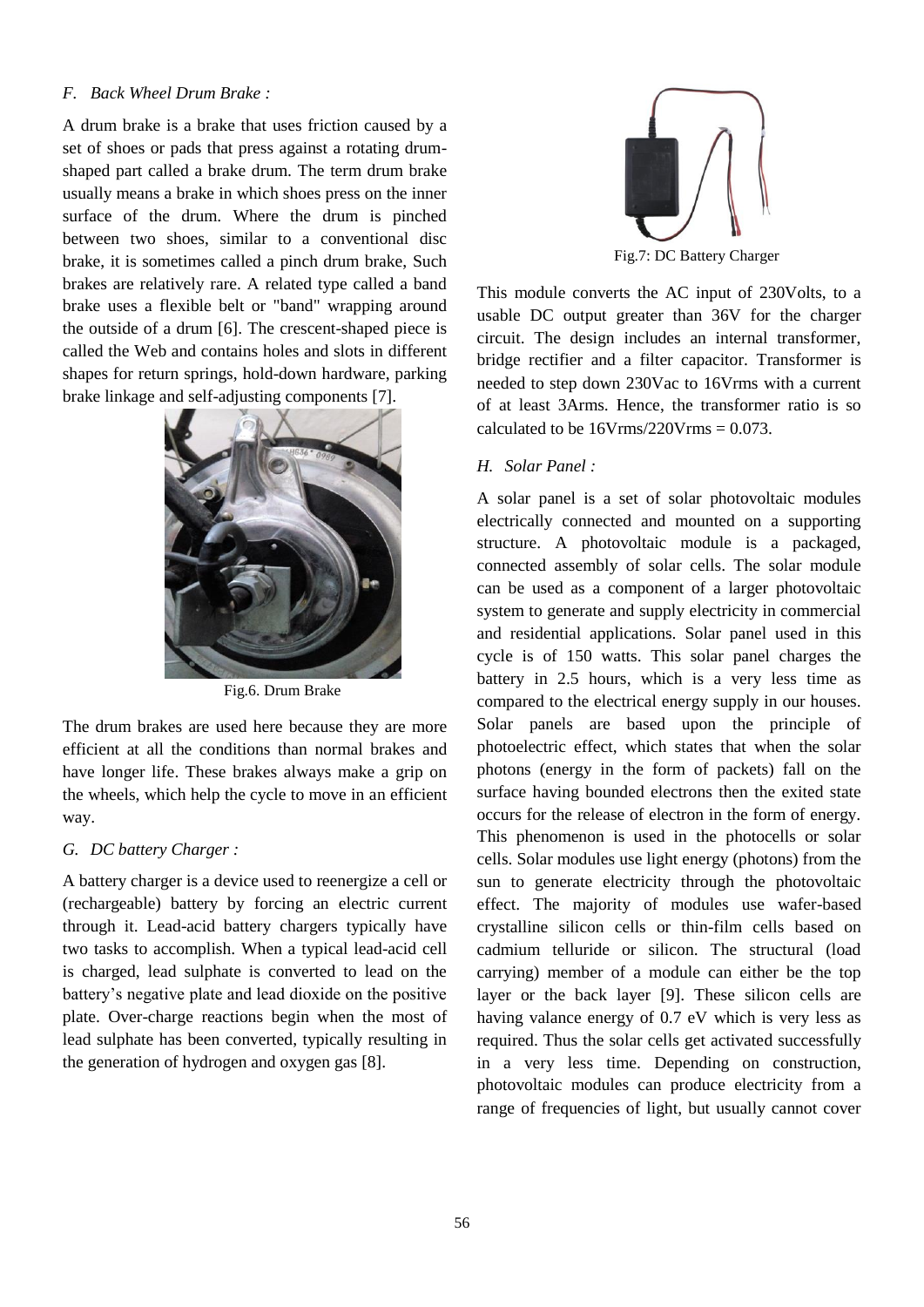### F. *Back Wheel Drum Brake :*

A drum brake is a brake that uses friction caused by a set of shoes or pads that press against a rotating drum-shaped part called a brake drum. The term drum brake usually means a brake in which shoes press on the inner surface of the drum. Where the drum is pinched between two shoes, similar to a conventional disc brake, it is sometimes called a pinch drum brake, Such brakes are relatively rare. A related type called a band brake uses a flexible belt or "band" wrapping around the outside of a drum [6]. The crescent-shaped piece is called the Web and contains holes and slots in different shapes for return springs, hold-down hardware, parking brake linkage and self-adjusting components [7].

Fig.6. Drum Brake

The drum brakes are used here because they are more efficient at all the conditions than normal brakes and have longer life. These brakes always make a grip on the wheels, which help the cycle to move in an efficient way.

### G. *DC battery Charger :*

A battery charger is a device used to reenergize a cell or (rechargeable) battery by forcing an electric current through it. Lead-acid battery chargers typically have two tasks to accomplish. When a typical lead-acid cell is charged, lead sulphate is converted to lead on the battery's negative plate and lead dioxide on the positive plate. Over-charge reactions begin when the most of lead sulphate has been converted, typically resulting in the generation of hydrogen and oxygen gas [8].

Fig.7: DC Battery Charger

This module converts the AC input of 230Volts, to a usable DC output greater than 36V for the charger circuit. The design includes an internal transformer, bridge rectifier and a filter capacitor. Transformer is needed to step down 230Vac to 16Vrms with a current of at least 3Arms. Hence, the transformer ratio is so calculated to be 16Vrms/220Vrms = 0.073.

### H. *Solar Panel :*

A solar panel is a set of solar photovoltaic modules electrically connected and mounted on a supporting structure. A photovoltaic module is a packaged, connected assembly of solar cells. The solar module can be used as a component of a larger photovoltaic system to generate and supply electricity in commercial and residential applications. Solar panel used in this cycle is of 150 watts. This solar panel charges the battery in 2.5 hours, which is a very less time as compared to the electrical energy supply in our houses. Solar panels are based upon the principle of photoelectric effect, which states that when the solar photons (energy in the form of packets) fall on the surface having bounded electrons then the exited state occurs for the release of electron in the form of energy. This phenomenon is used in the photocells or solar cells. Solar modules use light energy (photons) from the sun to generate electricity through the photovoltaic effect. The majority of modules use wafer-based crystalline silicon cells or thin-film cells based on cadmium telluride or silicon. The structural (load carrying) member of a module can either be the top layer or the back layer [9]. These silicon cells are having valance energy of 0.7 eV which is very less as required. Thus the solar cells get activated successfully in a very less time. Depending on construction, photovoltaic modules can produce electricity from a range of frequencies of light, but usually cannot cover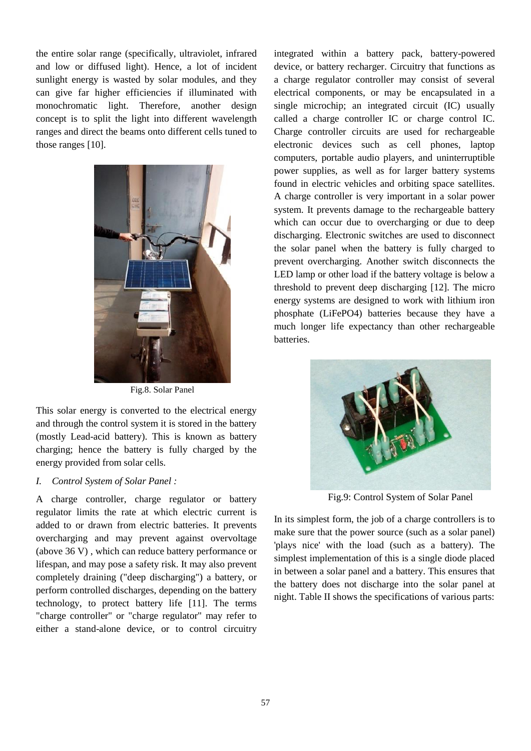the entire solar range (specifically, ultraviolet, infrared and low or diffused light). Hence, a lot of incident sunlight energy is wasted by solar modules, and they can give far higher efficiencies if illuminated with monochromatic light. Therefore, another design concept is to split the light into different wavelength ranges and direct the beams onto different cells tuned to those ranges [10].

Fig.8. Solar Panel

This solar energy is converted to the electrical energy and through the control system it is stored in the battery (mostly Lead-acid battery). This is known as battery charging; hence the battery is fully charged by the energy provided from solar cells.

*I. Control System of Solar Panel :*

A charge controller, charge regulator or battery regulator limits the rate at which electric current is added to or drawn from electric batteries. It prevents overcharging and may prevent against overvoltage (above 36 V) , which can reduce battery performance or lifespan, and may pose a safety risk. It may also prevent completely draining ("deep discharging") a battery, or perform controlled discharges, depending on the battery technology, to protect battery life [11]. The terms "charge controller" or "charge regulator" may refer to either a stand-alone device, or to control circuitry integrated within a battery pack, battery-powered device, or battery recharger. Circuitry that functions as a charge regulator controller may consist of several electrical components, or may be encapsulated in a single microchip; an integrated circuit (IC) usually called a charge controller IC or charge control IC. Charge controller circuits are used for rechargeable electronic devices such as cell phones, laptop computers, portable audio players, and uninterruptible power supplies, as well as for larger battery systems found in electric vehicles and orbiting space satellites. A charge controller is very important in a solar power system. It prevents damage to the rechargeable battery which can occur due to overcharging or due to deep discharging. Electronic switches are used to disconnect the solar panel when the battery is fully charged to prevent overcharging. Another switch disconnects the LED lamp or other load if the battery voltage is below a threshold to prevent deep discharging [12]. The micro energy systems are designed to work with lithium iron phosphate ($LiFePO_4$) batteries because they have a much longer life expectancy than other rechargeable batteries.

Fig.9: Control System of Solar Panel

In its simplest form, the job of a charge controllers is to make sure that the power source (such as a solar panel) 'plays nice' with the load (such as a battery). The simplest implementation of this is a single diode placed in between a solar panel and a battery. This ensures that the battery does not discharge into the solar panel at night. Table II shows the specifications of various parts: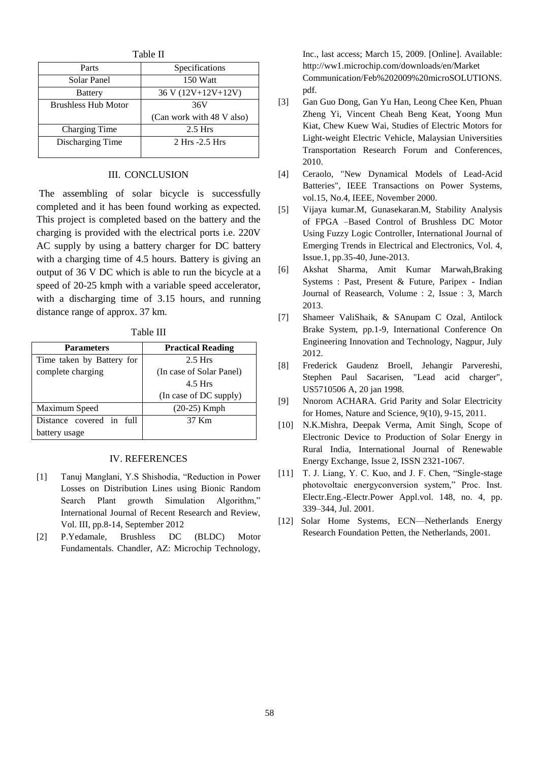Table II

| Parts | Specifications |
| --- | --- |
| Solar Panel | 150 Watt |
| Battery | 36 V (12V+12V+12V) |
| Brushless Hub Motor | 36V<br>(Can work with 48 V also) |
| Charging Time | 2.5 Hrs |
| Discharging Time | 2 Hrs -2.5 Hrs |

## III. CONCLUSION

The assembling of solar bicycle is successfully completed and it has been found working as expected. This project is completed based on the battery and the charging is provided with the electrical ports i.e. 220V AC supply by using a battery charger for DC battery with a charging time of 4.5 hours. Battery is giving an output of 36 V DC which is able to run the bicycle at a speed of 20-25 kmph with a variable speed accelerator, with a discharging time of 3.15 hours, and running distance range of approx. 37 km.

Table III

| **Parameters** | **Practical Reading** |
| --- | --- |
| Time taken by Battery for complete charging | 2.5 Hrs<br>(In case of Solar Panel)<br>4.5 Hrs<br>(In case of DC supply) |
| Maximum Speed | (20-25) Kmph |
| Distance covered in full battery usage | 37 Km |

## IV. REFERENCES

[1] Tanuj Manglani, Y.S Shishodia, "Reduction in Power Losses on Distribution Lines using Bionic Random Search Plant growth Simulation Algorithm," International Journal of Recent Research and Review, Vol. III, pp.8-14, September 2012

[2] P.Yedamale, Brushless DC (BLDC) Motor Fundamentals. Chandler, AZ: Microchip Technology, Inc., last access; March 15, 2009. [Online]. Available: http://ww1.microchip.com/downloads/en/Market Communication/Feb%202009%20microSOLUTIONS.pdf.

[3] Gan Guo Dong, Gan Yu Han, Leong Chee Ken, Phuan Zheng Yi, Vincent Cheah Beng Keat, Yoong Mun Kiat, Chew Kuew Wai, Studies of Electric Motors for Light-weight Electric Vehicle, Malaysian Universities Transportation Research Forum and Conferences, 2010.

[4] Ceraolo, "New Dynamical Models of Lead-Acid Batteries", IEEE Transactions on Power Systems, vol.15, No.4, IEEE, November 2000.

[5] Vijaya kumar.M, Gunasekaran.M, Stability Analysis of FPGA –Based Control of Brushless DC Motor Using Fuzzy Logic Controller, International Journal of Emerging Trends in Electrical and Electronics, Vol. 4, Issue.1, pp.35-40, June-2013.

[6] Akshat Sharma, Amit Kumar Marwah,Braking Systems : Past, Present & Future, Paripex - Indian Journal of Reasearch, Volume : 2, Issue : 3, March 2013.

[7] Shameer ValiShaik, & SAnupam C Ozal, Antilock Brake System, pp.1-9, International Conference On Engineering Innovation and Technology, Nagpur, July 2012.

[8] Frederick Gaudenz Broell, Jehangir Parvereshi, Stephen Paul Sacarisen, "Lead acid charger", US5710506 A, 20 jan 1998.

[9] Nnorom ACHARA. Grid Parity and Solar Electricity for Homes, Nature and Science, 9(10), 9-15, 2011.

[10] N.K.Mishra, Deepak Verma, Amit Singh, Scope of Electronic Device to Production of Solar Energy in Rural India, International Journal of Renewable Energy Exchange, Issue 2, ISSN 2321-1067.

[11] T. J. Liang, Y. C. Kuo, and J. F. Chen, "Single-stage photovoltaic energyconversion system," Proc. Inst. Electr.Eng.-Electr.Power Appl.vol. 148, no. 4, pp. 339–344, Jul. 2001.

[12] Solar Home Systems, ECN—Netherlands Energy Research Foundation Petten, the Netherlands, 2001.